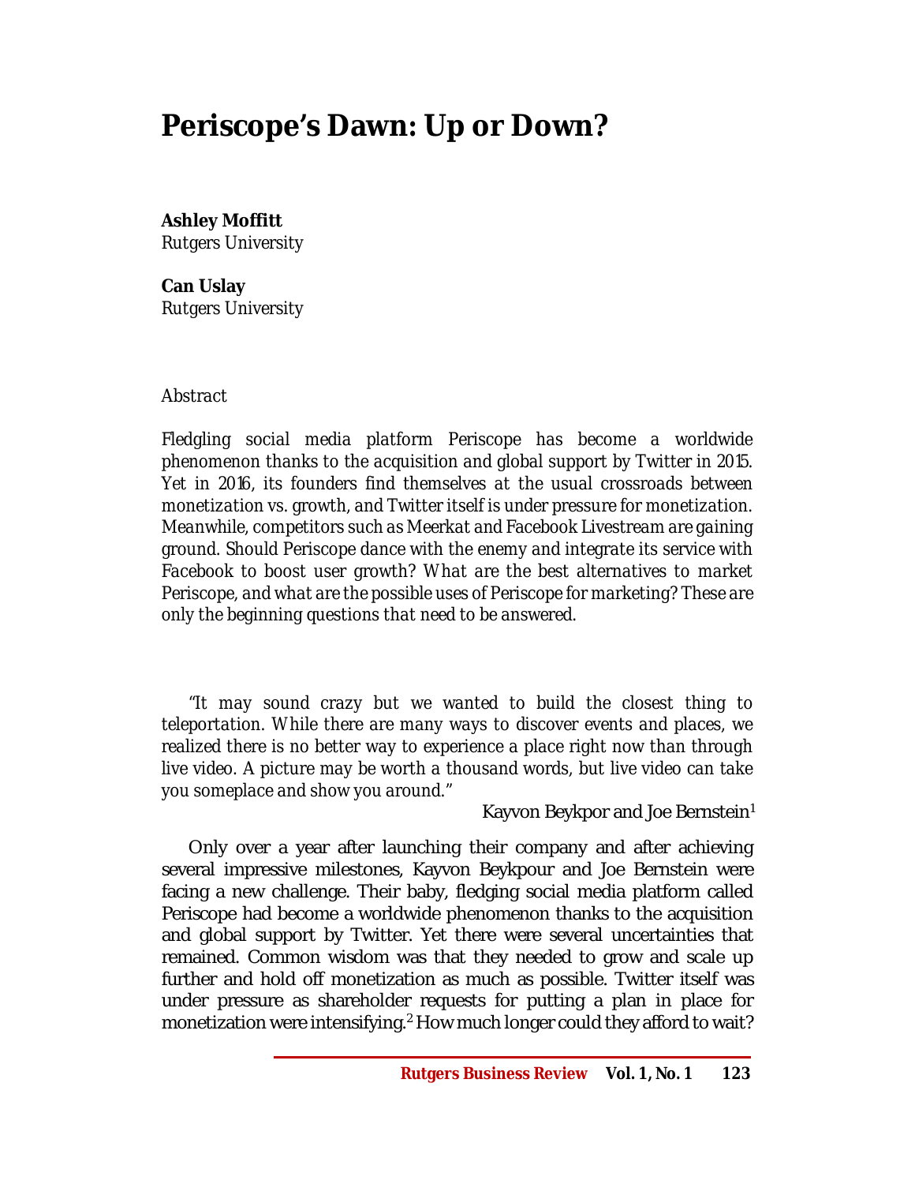# Periscope's Dawn: Up or Down?

**Ashley Moffitt**
Rutgers University

**Can Uslay**
Rutgers University

*Abstract*

*Fledgling social media platform Periscope has become a worldwide phenomenon thanks to the acquisition and global support by Twitter in 2015. Yet in 2016, its founders find themselves at the usual crossroads between monetization vs. growth, and Twitter itself is under pressure for monetization. Meanwhile, competitors such as Meerkat and Facebook Livestream are gaining ground. Should Periscope dance with the enemy and integrate its service with Facebook to boost user growth? What are the best alternatives to market Periscope, and what are the possible uses of Periscope for marketing? These are only the beginning questions that need to be answered.*

*"It may sound crazy but we wanted to build the closest thing to teleportation. While there are many ways to discover events and places, we realized there is no better way to experience a place right now than through live video. A picture may be worth a thousand words, but live video can take you someplace and show you around."*

Kayvon Beykpor and Joe Bernstein[1]

Only over a year after launching their company and after achieving several impressive milestones, Kayvon Beykpour and Joe Bernstein were facing a new challenge. Their baby, fledging social media platform called Periscope had become a worldwide phenomenon thanks to the acquisition and global support by Twitter. Yet there were several uncertainties that remained. Common wisdom was that they needed to grow and scale up further and hold off monetization as much as possible. Twitter itself was under pressure as shareholder requests for putting a plan in place for monetization were intensifying.[2] How much longer could they afford to wait?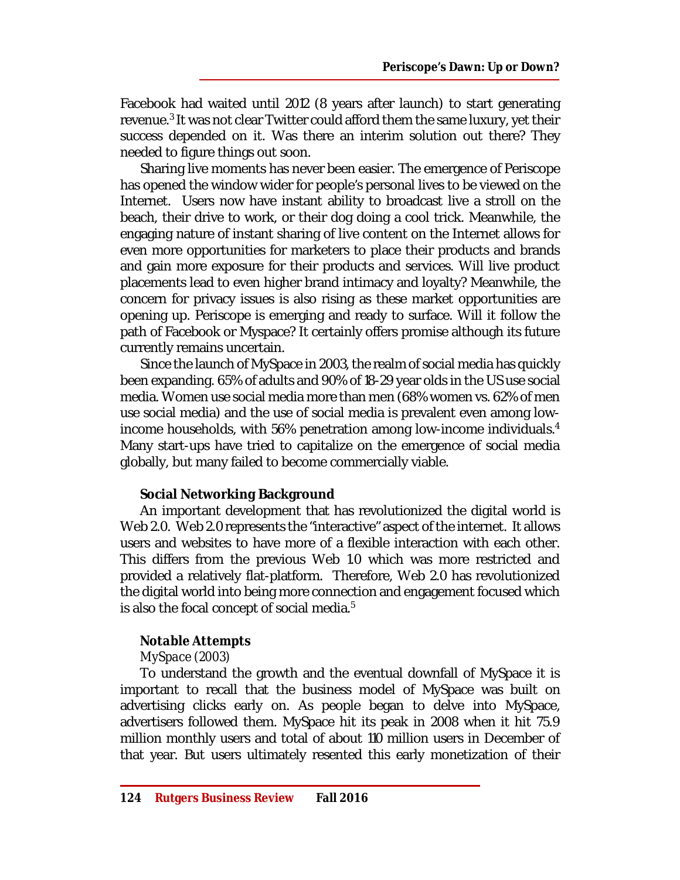Facebook had waited until 2012 (8 years after launch) to start generating revenue.[3] It was not clear Twitter could afford them the same luxury, yet their success depended on it. Was there an interim solution out there? They needed to figure things out soon.

Sharing live moments has never been easier. The emergence of Periscope has opened the window wider for people's personal lives to be viewed on the Internet. Users now have instant ability to broadcast live a stroll on the beach, their drive to work, or their dog doing a cool trick. Meanwhile, the engaging nature of instant sharing of live content on the Internet allows for even more opportunities for marketers to place their products and brands and gain more exposure for their products and services. Will live product placements lead to even higher brand intimacy and loyalty? Meanwhile, the concern for privacy issues is also rising as these market opportunities are opening up. Periscope is emerging and ready to surface. Will it follow the path of Facebook or Myspace? It certainly offers promise although its future currently remains uncertain.

Since the launch of MySpace in 2003, the realm of social media has quickly been expanding. 65% of adults and 90% of 18-29 year olds in the US use social media. Women use social media more than men (68% women vs. 62% of men use social media) and the use of social media is prevalent even among low-income households, with 56% penetration among low-income individuals.[4] Many start-ups have tried to capitalize on the emergence of social media globally, but many failed to become commercially viable.

## Social Networking Background

An important development that has revolutionized the digital world is Web 2.0. Web 2.0 represents the "interactive" aspect of the internet. It allows users and websites to have more of a flexible interaction with each other. This differs from the previous Web 1.0 which was more restricted and provided a relatively flat-platform. Therefore, Web 2.0 has revolutionized the digital world into being more connection and engagement focused which is also the focal concept of social media.[5]

### *Notable Attempts*

*MySpace (2003)*

To understand the growth and the eventual downfall of MySpace it is important to recall that the business model of MySpace was built on advertising clicks early on. As people began to delve into MySpace, advertisers followed them. MySpace hit its peak in 2008 when it hit 75.9 million monthly users and total of about 110 million users in December of that year. But users ultimately resented this early monetization of their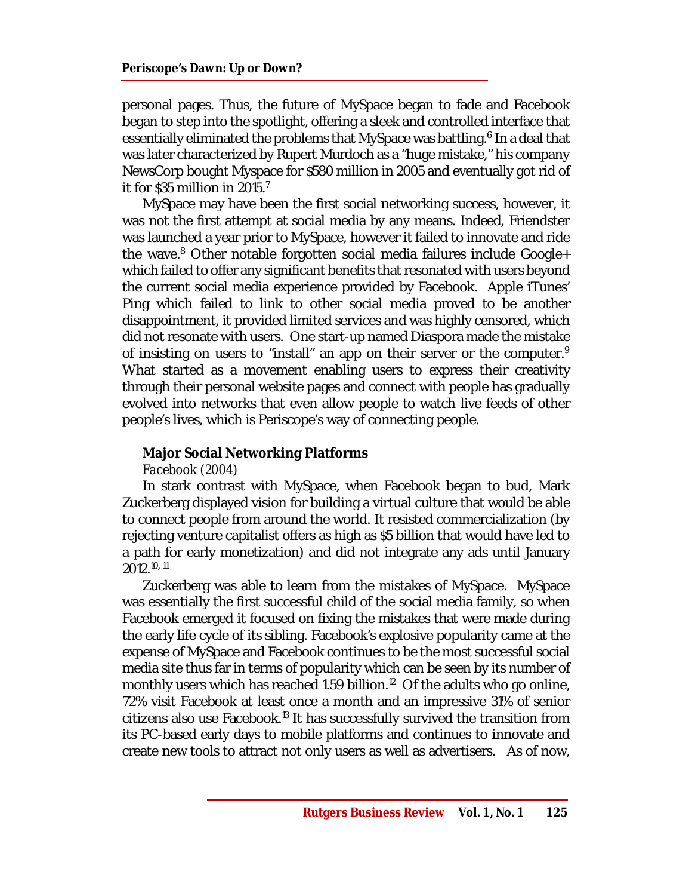personal pages. Thus, the future of MySpace began to fade and Facebook began to step into the spotlight, offering a sleek and controlled interface that essentially eliminated the problems that MySpace was battling.[6] In a deal that was later characterized by Rupert Murdoch as a "huge mistake," his company NewsCorp bought Myspace for $580 million in 2005 and eventually got rid of it for $35 million in 2015.[7]

MySpace may have been the first social networking success, however, it was not the first attempt at social media by any means. Indeed, Friendster was launched a year prior to MySpace, however it failed to innovate and ride the wave.[8] Other notable forgotten social media failures include Google+ which failed to offer any significant benefits that resonated with users beyond the current social media experience provided by Facebook. Apple iTunes' Ping which failed to link to other social media proved to be another disappointment, it provided limited services and was highly censored, which did not resonate with users. One start-up named Diaspora made the mistake of insisting on users to "install" an app on their server or the computer.[9] What started as a movement enabling users to express their creativity through their personal website pages and connect with people has gradually evolved into networks that even allow people to watch live feeds of other people's lives, which is Periscope's way of connecting people.

## Major Social Networking Platforms

*Facebook (2004)*

In stark contrast with MySpace, when Facebook began to bud, Mark Zuckerberg displayed vision for building a virtual culture that would be able to connect people from around the world. It resisted commercialization (by rejecting venture capitalist offers as high as $5 billion that would have led to a path for early monetization) and did not integrate any ads until January 2012.[10, 11]

Zuckerberg was able to learn from the mistakes of MySpace. MySpace was essentially the first successful child of the social media family, so when Facebook emerged it focused on fixing the mistakes that were made during the early life cycle of its sibling. Facebook's explosive popularity came at the expense of MySpace and Facebook continues to be the most successful social media site thus far in terms of popularity which can be seen by its number of monthly users which has reached 1.59 billion.[12] Of the adults who go online, 72% visit Facebook at least once a month and an impressive 31% of senior citizens also use Facebook.[13] It has successfully survived the transition from its PC-based early days to mobile platforms and continues to innovate and create new tools to attract not only users as well as advertisers. As of now,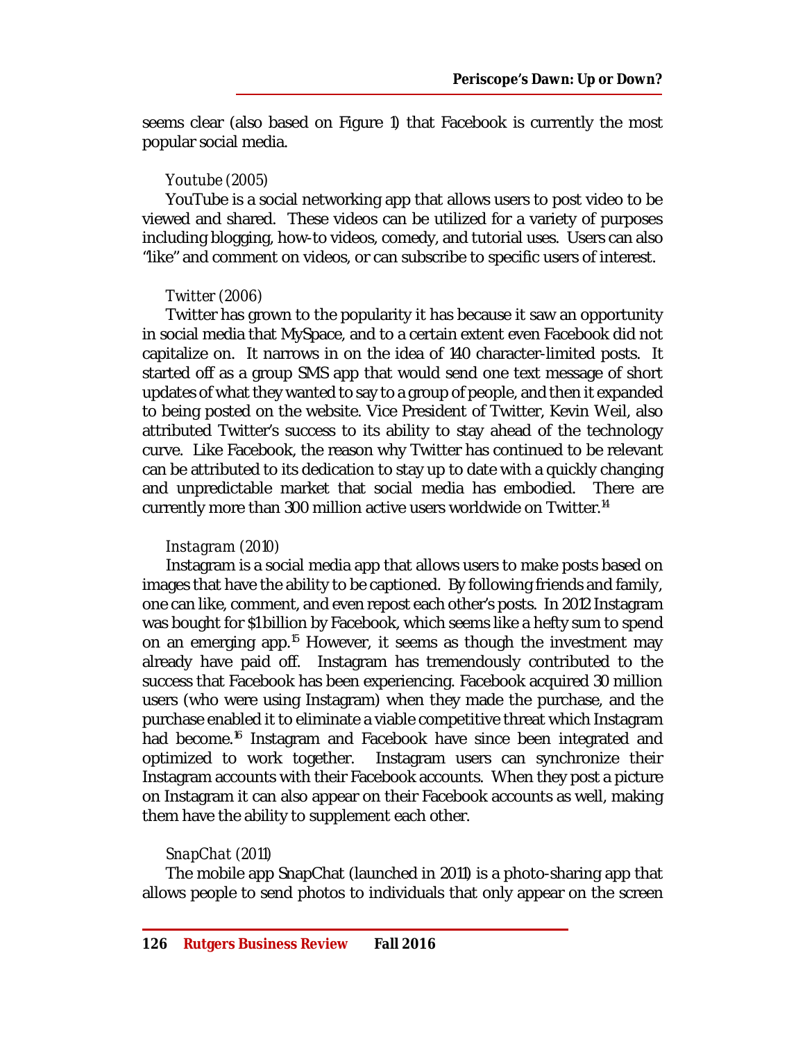seems clear (also based on Figure 1) that Facebook is currently the most popular social media.

### *Youtube (2005)*

YouTube is a social networking app that allows users to post video to be viewed and shared. These videos can be utilized for a variety of purposes including blogging, how-to videos, comedy, and tutorial uses. Users can also "like" and comment on videos, or can subscribe to specific users of interest.

### *Twitter (2006)*

Twitter has grown to the popularity it has because it saw an opportunity in social media that MySpace, and to a certain extent even Facebook did not capitalize on. It narrows in on the idea of 140 character-limited posts. It started off as a group SMS app that would send one text message of short updates of what they wanted to say to a group of people, and then it expanded to being posted on the website. Vice President of Twitter, Kevin Weil, also attributed Twitter's success to its ability to stay ahead of the technology curve. Like Facebook, the reason why Twitter has continued to be relevant can be attributed to its dedication to stay up to date with a quickly changing and unpredictable market that social media has embodied. There are currently more than 300 million active users worldwide on Twitter.[14]

### *Instagram (2010)*

Instagram is a social media app that allows users to make posts based on images that have the ability to be captioned. By following friends and family, one can like, comment, and even repost each other's posts. In 2012 Instagram was bought for $1 billion by Facebook, which seems like a hefty sum to spend on an emerging app.[15] However, it seems as though the investment may already have paid off. Instagram has tremendously contributed to the success that Facebook has been experiencing. Facebook acquired 30 million users (who were using Instagram) when they made the purchase, and the purchase enabled it to eliminate a viable competitive threat which Instagram had become.[16] Instagram and Facebook have since been integrated and optimized to work together. Instagram users can synchronize their Instagram accounts with their Facebook accounts. When they post a picture on Instagram it can also appear on their Facebook accounts as well, making them have the ability to supplement each other.

### *SnapChat (2011)*

The mobile app SnapChat (launched in 2011) is a photo-sharing app that allows people to send photos to individuals that only appear on the screen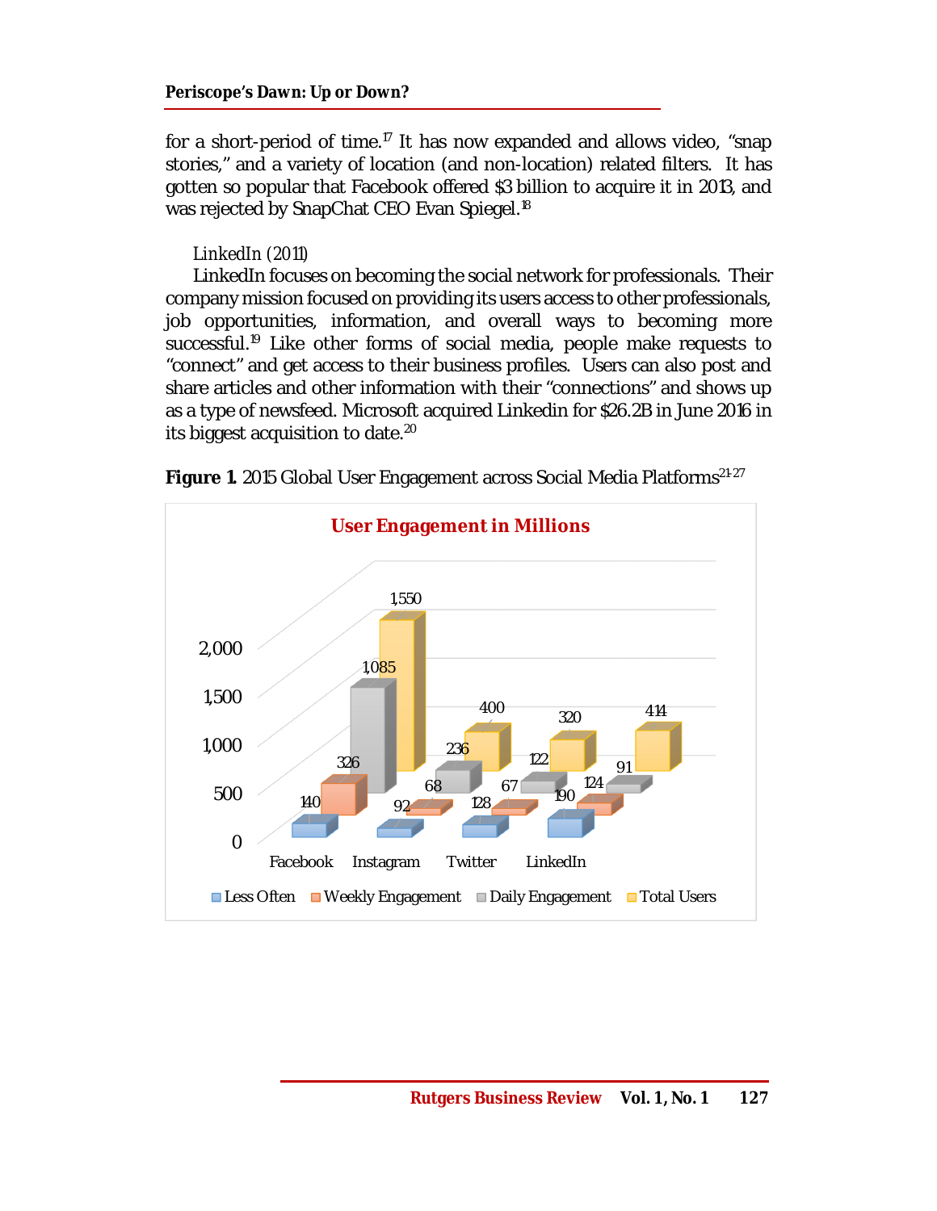for a short-period of time.[17] It has now expanded and allows video, "snap stories," and a variety of location (and non-location) related filters. It has gotten so popular that Facebook offered $3 billion to acquire it in 2013, and was rejected by SnapChat CEO Evan Spiegel.[18]

*LinkedIn (2011)*

LinkedIn focuses on becoming the social network for professionals. Their company mission focused on providing its users access to other professionals, job opportunities, information, and overall ways to becoming more successful.[19] Like other forms of social media, people make requests to "connect" and get access to their business profiles. Users can also post and share articles and other information with their "connections" and shows up as a type of newsfeed. Microsoft acquired Linkedin for $26.2B in June 2016 in its biggest acquisition to date.[20]

**Figure 1.** 2015 Global User Engagement across Social Media Platforms[21-27]

**User Engagement in Millions**

| | Less Often | Weekly Engagement | Daily Engagement | Total Users |
|---|---|---|---|---|
| Facebook | 140 | 326 | 1,085 | 1,550 |
| Instagram | 92 | 68 | 236 | 400 |
| Twitter | 128 | 67 | 122 | 320 |
| LinkedIn | 190 | 124 | 91 | 414 |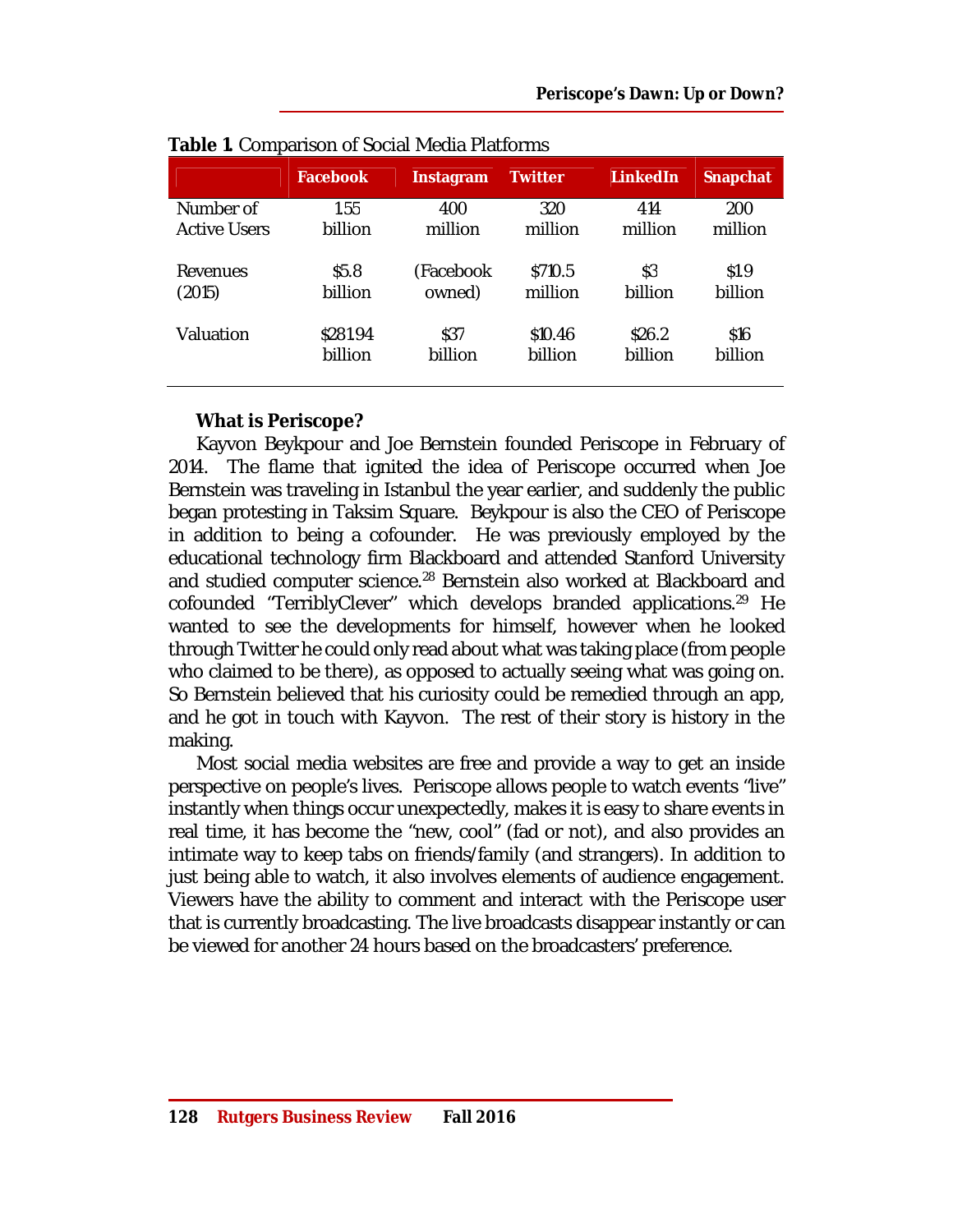**Table 1.** Comparison of Social Media Platforms

| | Facebook | Instagram | Twitter | LinkedIn | Snapchat |
|---|---|---|---|---|---|
| Number of Active Users | 1.55 billion | 400 million | 320 million | 414 million | 200 million |
| Revenues (2015) | $5.8 billion | (Facebook owned) | $710.5 million | $3 billion | $1.9 billion |
| Valuation | $281.94 billion | $37 billion | $10.46 billion | $26.2 billion | $16 billion |

**What is Periscope?**

Kayvon Beykpour and Joe Bernstein founded Periscope in February of 2014. The flame that ignited the idea of Periscope occurred when Joe Bernstein was traveling in Istanbul the year earlier, and suddenly the public began protesting in Taksim Square. Beykpour is also the CEO of Periscope in addition to being a cofounder. He was previously employed by the educational technology firm Blackboard and attended Stanford University and studied computer science.[28] Bernstein also worked at Blackboard and cofounded "TerriblyClever" which develops branded applications.[29] He wanted to see the developments for himself, however when he looked through Twitter he could only read about what was taking place (from people who claimed to be there), as opposed to actually seeing what was going on. So Bernstein believed that his curiosity could be remedied through an app, and he got in touch with Kayvon. The rest of their story is history in the making.

Most social media websites are free and provide a way to get an inside perspective on people's lives. Periscope allows people to watch events "live" instantly when things occur unexpectedly, makes it is easy to share events in real time, it has become the "new, cool" (fad or not), and also provides an intimate way to keep tabs on friends/family (and strangers). In addition to just being able to watch, it also involves elements of audience engagement. Viewers have the ability to comment and interact with the Periscope user that is currently broadcasting. The live broadcasts disappear instantly or can be viewed for another 24 hours based on the broadcasters' preference.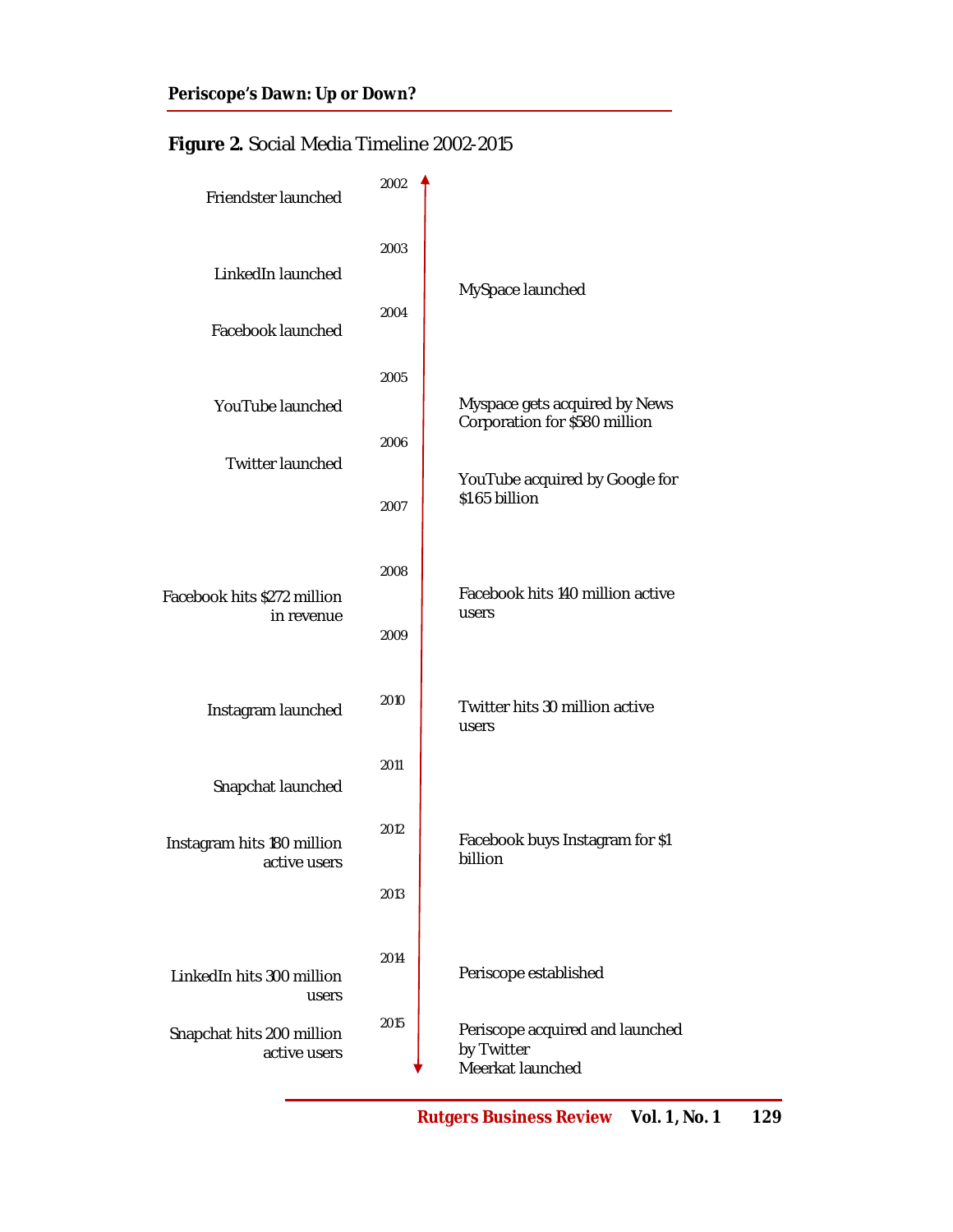**Figure 2.** Social Media Timeline 2002-2015

| Left events | Year | Right events |
| --- | --- | --- |
| Friendster launched | 2002 | |
| LinkedIn launched | 2003 | MySpace launched |
| Facebook launched | 2004 | |
| YouTube launched | 2005 | Myspace gets acquired by News Corporation for $580 million |
| Twitter launched | 2006 | YouTube acquired by Google for $1.65 billion |
| | 2007 | |
| Facebook hits $272 million in revenue | 2008 | Facebook hits 140 million active users |
| | 2009 | |
| Instagram launched | 2010 | Twitter hits 30 million active users |
| Snapchat launched | 2011 | |
| Instagram hits 180 million active users | 2012 | Facebook buys Instagram for $1 billion |
| | 2013 | |
| LinkedIn hits 300 million users | 2014 | Periscope established |
| Snapchat hits 200 million active users | 2015 | Periscope acquired and launched by Twitter<br>Meerkat launched |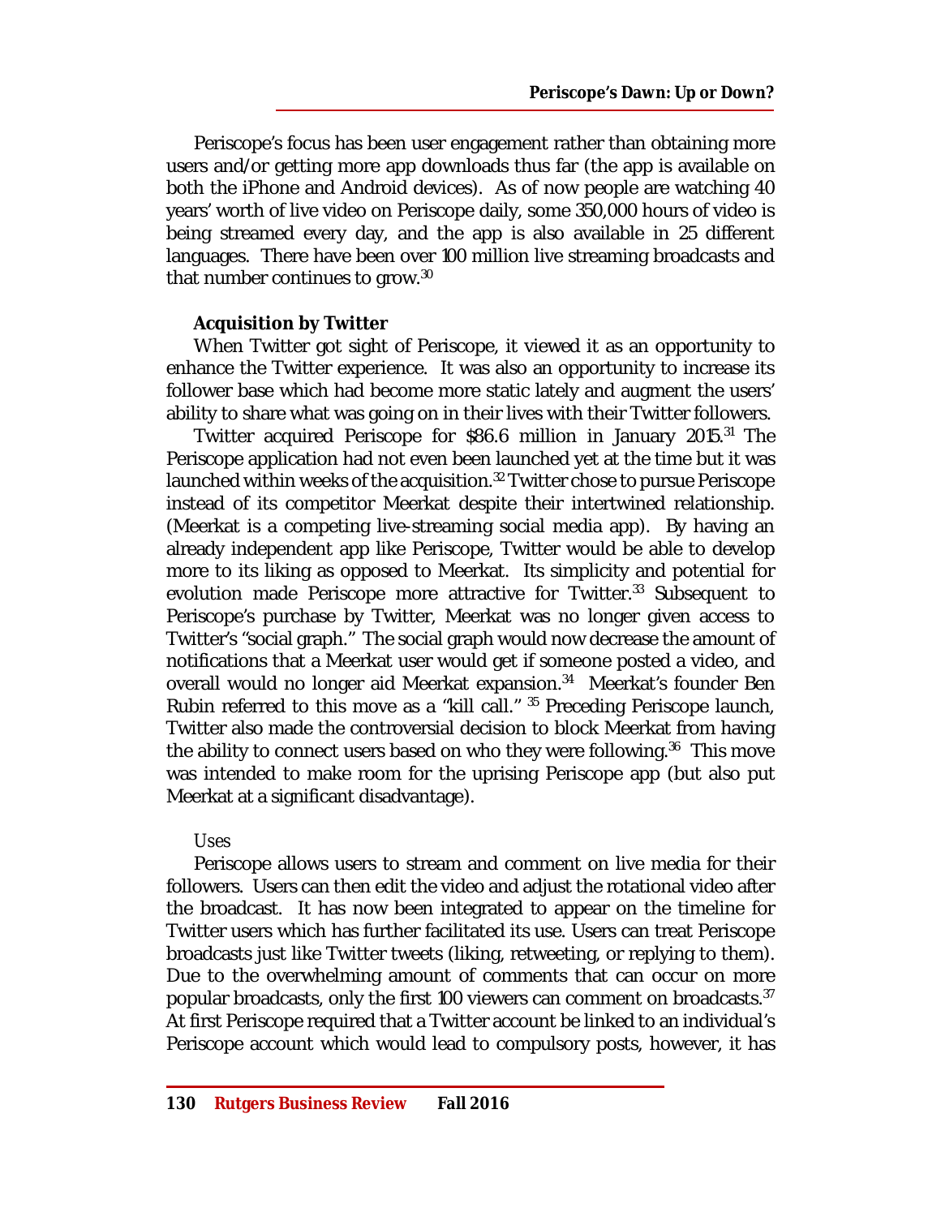Periscope's focus has been user engagement rather than obtaining more users and/or getting more app downloads thus far (the app is available on both the iPhone and Android devices). As of now people are watching 40 years' worth of live video on Periscope daily, some 350,000 hours of video is being streamed every day, and the app is also available in 25 different languages. There have been over 100 million live streaming broadcasts and that number continues to grow.[30]

**Acquisition by Twitter**

When Twitter got sight of Periscope, it viewed it as an opportunity to enhance the Twitter experience. It was also an opportunity to increase its follower base which had become more static lately and augment the users' ability to share what was going on in their lives with their Twitter followers.

Twitter acquired Periscope for $86.6 million in January 2015.[31] The Periscope application had not even been launched yet at the time but it was launched within weeks of the acquisition.[32] Twitter chose to pursue Periscope instead of its competitor Meerkat despite their intertwined relationship. (Meerkat is a competing live-streaming social media app). By having an already independent app like Periscope, Twitter would be able to develop more to its liking as opposed to Meerkat. Its simplicity and potential for evolution made Periscope more attractive for Twitter.[33] Subsequent to Periscope's purchase by Twitter, Meerkat was no longer given access to Twitter's "social graph." The social graph would now decrease the amount of notifications that a Meerkat user would get if someone posted a video, and overall would no longer aid Meerkat expansion.[34] Meerkat's founder Ben Rubin referred to this move as a "kill call." [35] Preceding Periscope launch, Twitter also made the controversial decision to block Meerkat from having the ability to connect users based on who they were following.[36] This move was intended to make room for the uprising Periscope app (but also put Meerkat at a significant disadvantage).

*Uses*

Periscope allows users to stream and comment on live media for their followers. Users can then edit the video and adjust the rotational video after the broadcast. It has now been integrated to appear on the timeline for Twitter users which has further facilitated its use. Users can treat Periscope broadcasts just like Twitter tweets (liking, retweeting, or replying to them). Due to the overwhelming amount of comments that can occur on more popular broadcasts, only the first 100 viewers can comment on broadcasts.[37] At first Periscope required that a Twitter account be linked to an individual's Periscope account which would lead to compulsory posts, however, it has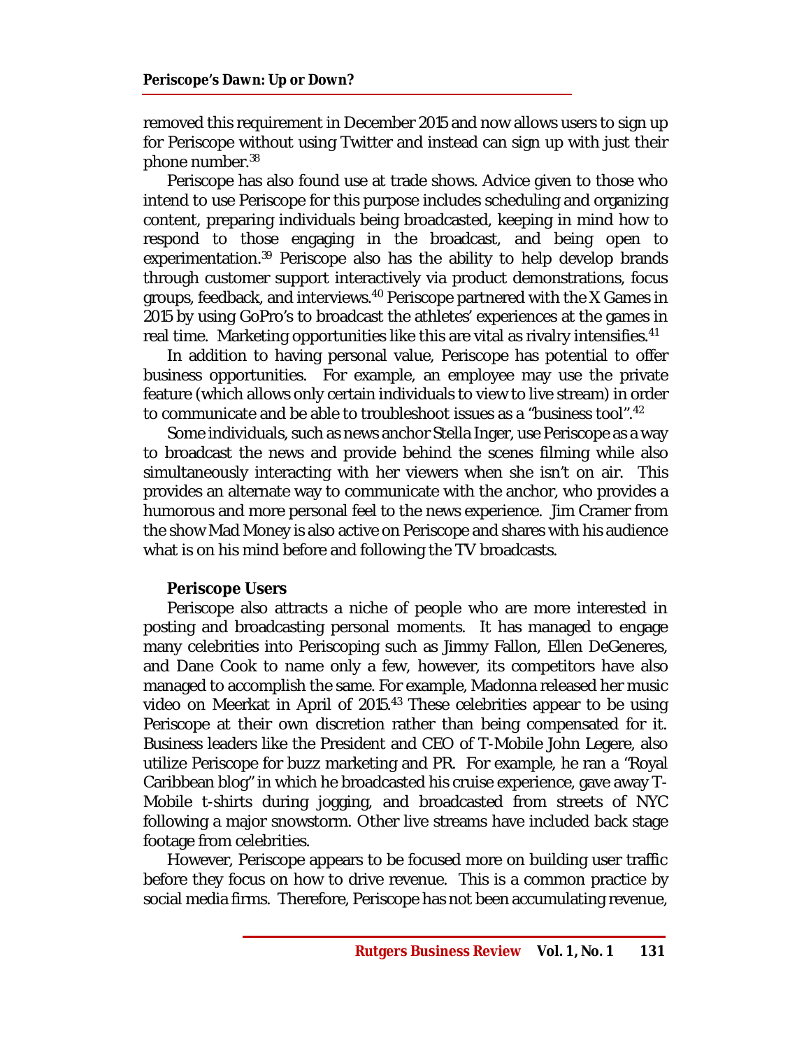removed this requirement in December 2015 and now allows users to sign up for Periscope without using Twitter and instead can sign up with just their phone number.[38]

Periscope has also found use at trade shows. Advice given to those who intend to use Periscope for this purpose includes scheduling and organizing content, preparing individuals being broadcasted, keeping in mind how to respond to those engaging in the broadcast, and being open to experimentation.[39] Periscope also has the ability to help develop brands through customer support interactively via product demonstrations, focus groups, feedback, and interviews.[40] Periscope partnered with the X Games in 2015 by using GoPro's to broadcast the athletes' experiences at the games in real time. Marketing opportunities like this are vital as rivalry intensifies.[41]

In addition to having personal value, Periscope has potential to offer business opportunities. For example, an employee may use the private feature (which allows only certain individuals to view to live stream) in order to communicate and be able to troubleshoot issues as a "business tool".[42]

Some individuals, such as news anchor Stella Inger, use Periscope as a way to broadcast the news and provide behind the scenes filming while also simultaneously interacting with her viewers when she isn't on air. This provides an alternate way to communicate with the anchor, who provides a humorous and more personal feel to the news experience. Jim Cramer from the show Mad Money is also active on Periscope and shares with his audience what is on his mind before and following the TV broadcasts.

### Periscope Users

Periscope also attracts a niche of people who are more interested in posting and broadcasting personal moments. It has managed to engage many celebrities into Periscoping such as Jimmy Fallon, Ellen DeGeneres, and Dane Cook to name only a few, however, its competitors have also managed to accomplish the same. For example, Madonna released her music video on Meerkat in April of 2015.[43] These celebrities appear to be using Periscope at their own discretion rather than being compensated for it. Business leaders like the President and CEO of T-Mobile John Legere, also utilize Periscope for buzz marketing and PR. For example, he ran a "Royal Caribbean blog" in which he broadcasted his cruise experience, gave away T-Mobile t-shirts during jogging, and broadcasted from streets of NYC following a major snowstorm. Other live streams have included back stage footage from celebrities.

However, Periscope appears to be focused more on building user traffic before they focus on how to drive revenue. This is a common practice by social media firms. Therefore, Periscope has not been accumulating revenue,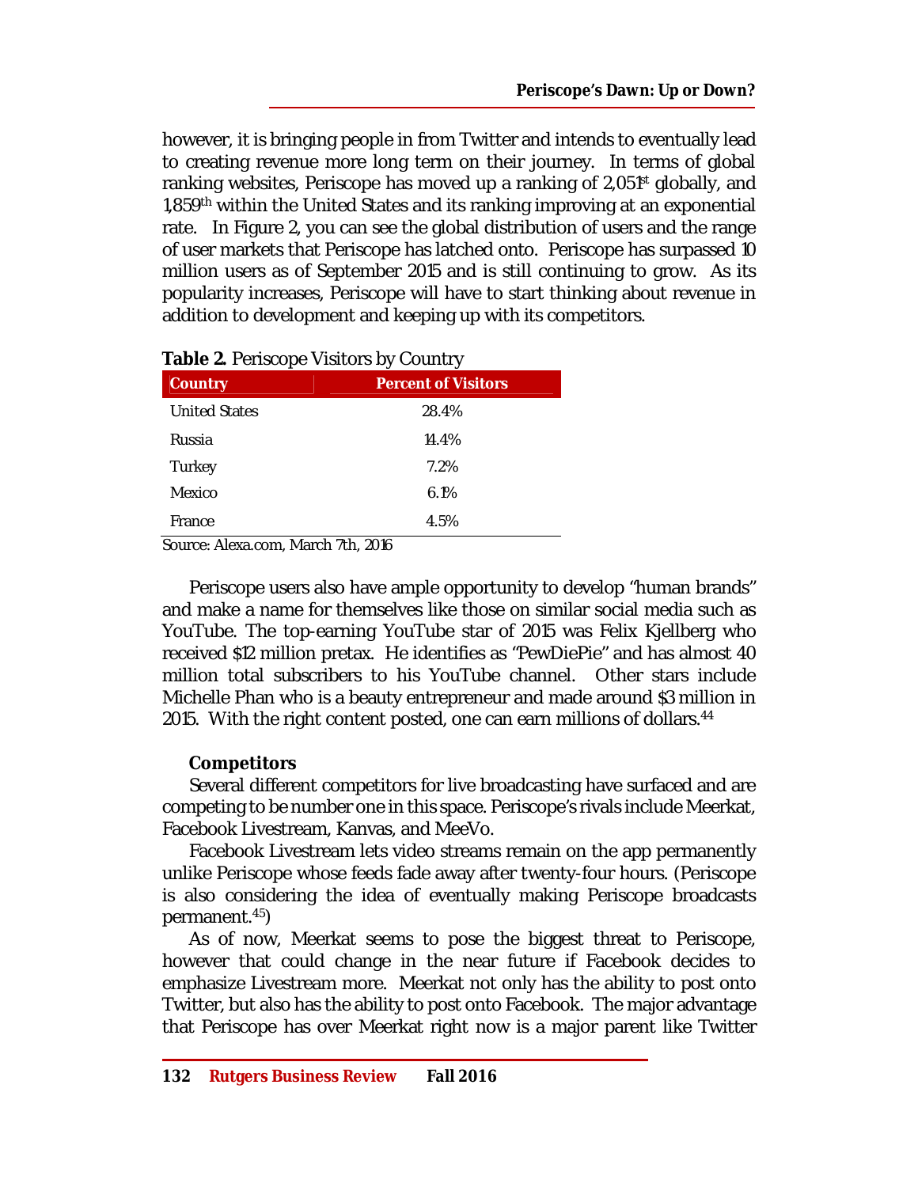however, it is bringing people in from Twitter and intends to eventually lead to creating revenue more long term on their journey. In terms of global ranking websites, Periscope has moved up a ranking of 2,051st globally, and 1,859th within the United States and its ranking improving at an exponential rate. In Figure 2, you can see the global distribution of users and the range of user markets that Periscope has latched onto. Periscope has surpassed 10 million users as of September 2015 and is still continuing to grow. As its popularity increases, Periscope will have to start thinking about revenue in addition to development and keeping up with its competitors.

**Table 2.** Periscope Visitors by Country

| Country | Percent of Visitors |
|---|---|
| United States | 28.4% |
| Russia | 14.4% |
| Turkey | 7.2% |
| Mexico | 6.1% |
| France | 4.5% |

Source: Alexa.com, March 7th, 2016

Periscope users also have ample opportunity to develop "human brands" and make a name for themselves like those on similar social media such as YouTube. The top-earning YouTube star of 2015 was Felix Kjellberg who received $12 million pretax. He identifies as "PewDiePie" and has almost 40 million total subscribers to his YouTube channel. Other stars include Michelle Phan who is a beauty entrepreneur and made around $3 million in 2015. With the right content posted, one can earn millions of dollars.[44]

### Competitors

Several different competitors for live broadcasting have surfaced and are competing to be number one in this space. Periscope's rivals include Meerkat, Facebook Livestream, Kanvas, and MeeVo.

Facebook Livestream lets video streams remain on the app permanently unlike Periscope whose feeds fade away after twenty-four hours. (Periscope is also considering the idea of eventually making Periscope broadcasts permanent.[45])

As of now, Meerkat seems to pose the biggest threat to Periscope, however that could change in the near future if Facebook decides to emphasize Livestream more. Meerkat not only has the ability to post onto Twitter, but also has the ability to post onto Facebook. The major advantage that Periscope has over Meerkat right now is a major parent like Twitter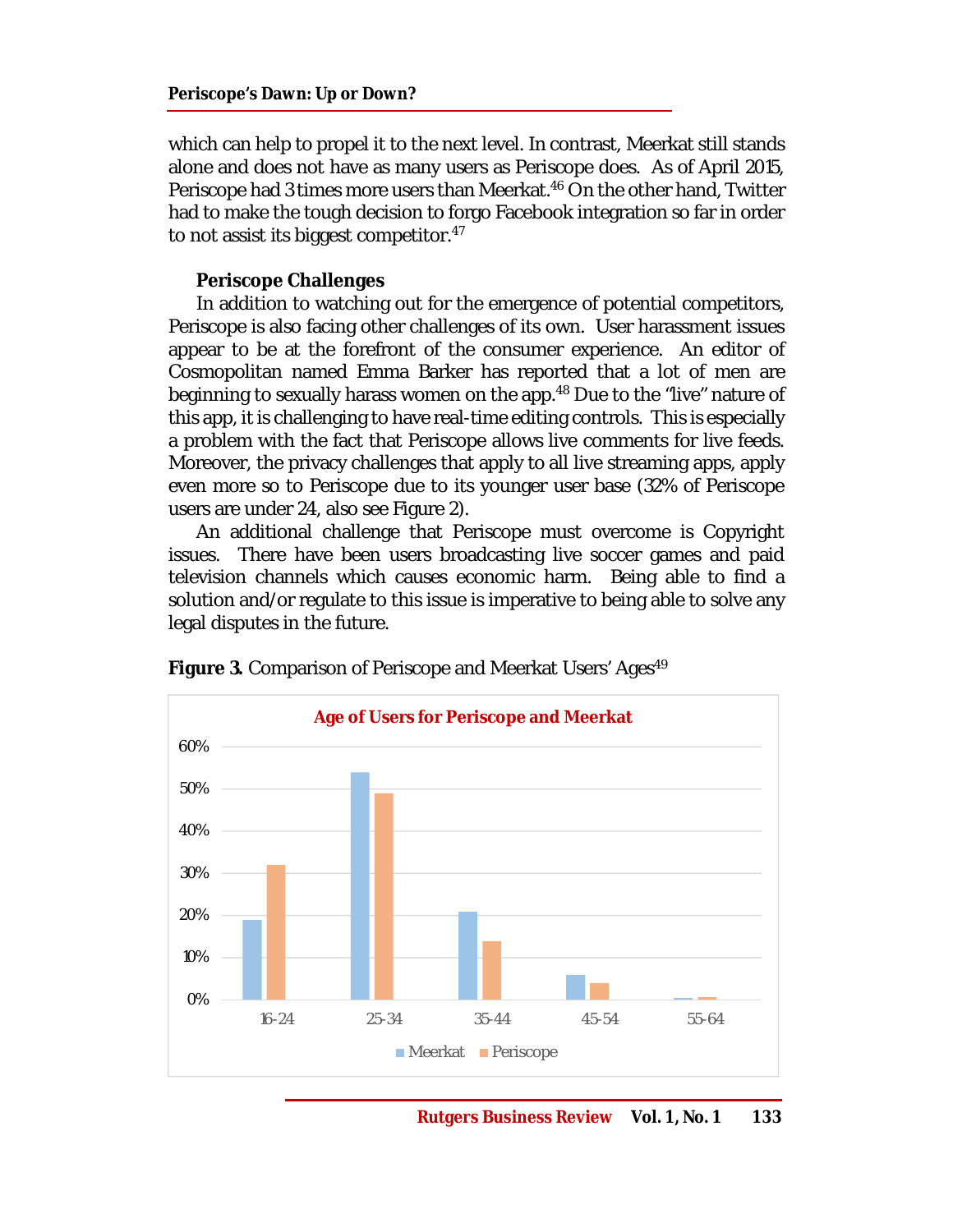which can help to propel it to the next level. In contrast, Meerkat still stands alone and does not have as many users as Periscope does. As of April 2015, Periscope had 3 times more users than Meerkat.[46] On the other hand, Twitter had to make the tough decision to forgo Facebook integration so far in order to not assist its biggest competitor.[47]

### Periscope Challenges

In addition to watching out for the emergence of potential competitors, Periscope is also facing other challenges of its own. User harassment issues appear to be at the forefront of the consumer experience. An editor of Cosmopolitan named Emma Barker has reported that a lot of men are beginning to sexually harass women on the app.[48] Due to the "live" nature of this app, it is challenging to have real-time editing controls. This is especially a problem with the fact that Periscope allows live comments for live feeds. Moreover, the privacy challenges that apply to all live streaming apps, apply even more so to Periscope due to its younger user base (32% of Periscope users are under 24, also see Figure 2).

An additional challenge that Periscope must overcome is Copyright issues. There have been users broadcasting live soccer games and paid television channels which causes economic harm. Being able to find a solution and/or regulate to this issue is imperative to being able to solve any legal disputes in the future.

**Figure 3.** Comparison of Periscope and Meerkat Users' Ages[49]

**Age of Users for Periscope and Meerkat**

| Age | Meerkat | Periscope |
|---|---|---|
| 16-24 | 19% | 32% |
| 25-34 | 54% | 49% |
| 35-44 | 21% | 14% |
| 45-54 | 6% | 4% |
| 55-64 | 0.5% | 0.7% |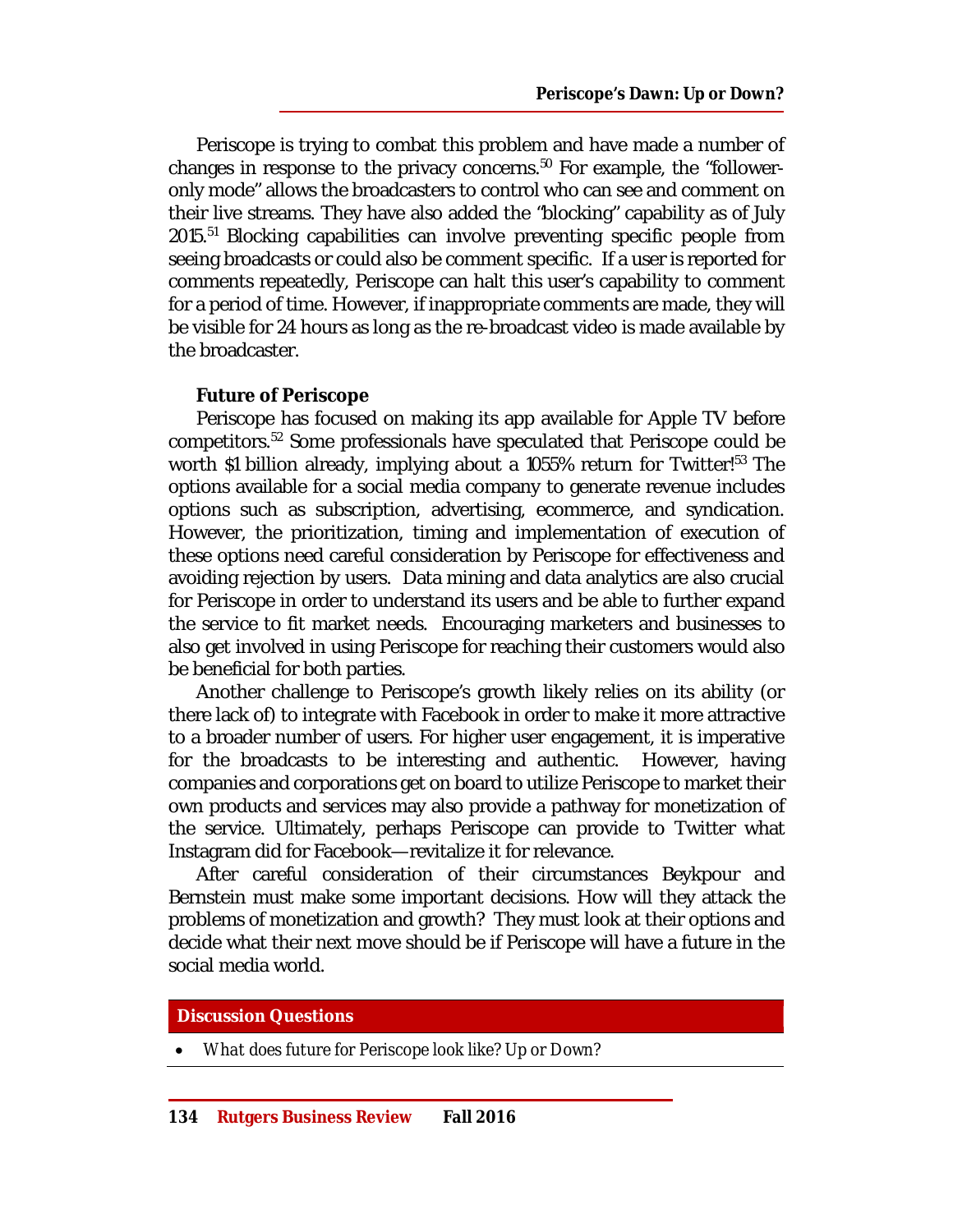Periscope is trying to combat this problem and have made a number of changes in response to the privacy concerns.[50] For example, the "follower-only mode" allows the broadcasters to control who can see and comment on their live streams. They have also added the "blocking" capability as of July 2015.[51] Blocking capabilities can involve preventing specific people from seeing broadcasts or could also be comment specific. If a user is reported for comments repeatedly, Periscope can halt this user's capability to comment for a period of time. However, if inappropriate comments are made, they will be visible for 24 hours as long as the re-broadcast video is made available by the broadcaster.

**Future of Periscope**

Periscope has focused on making its app available for Apple TV before competitors.[52] Some professionals have speculated that Periscope could be worth $1 billion already, implying about a 1055% return for Twitter![53] The options available for a social media company to generate revenue includes options such as subscription, advertising, ecommerce, and syndication. However, the prioritization, timing and implementation of execution of these options need careful consideration by Periscope for effectiveness and avoiding rejection by users. Data mining and data analytics are also crucial for Periscope in order to understand its users and be able to further expand the service to fit market needs. Encouraging marketers and businesses to also get involved in using Periscope for reaching their customers would also be beneficial for both parties.

Another challenge to Periscope's growth likely relies on its ability (or there lack of) to integrate with Facebook in order to make it more attractive to a broader number of users. For higher user engagement, it is imperative for the broadcasts to be interesting and authentic. However, having companies and corporations get on board to utilize Periscope to market their own products and services may also provide a pathway for monetization of the service. Ultimately, perhaps Periscope can provide to Twitter what Instagram did for Facebook—revitalize it for relevance.

After careful consideration of their circumstances Beykpour and Bernstein must make some important decisions. How will they attack the problems of monetization and growth? They must look at their options and decide what their next move should be if Periscope will have a future in the social media world.

**Discussion Questions**

- *What does future for Periscope look like? Up or Down?*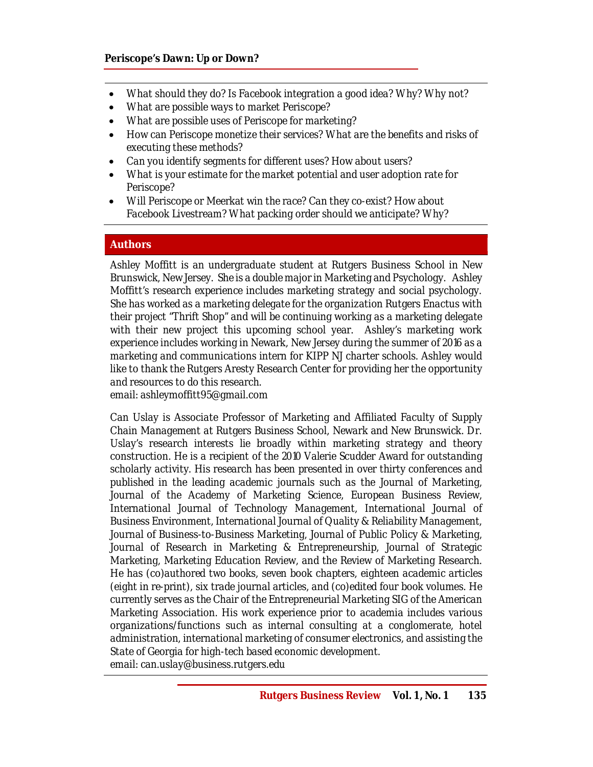- What should they do? Is Facebook integration a good idea? Why? Why not?
- What are possible ways to market Periscope?
- What are possible uses of Periscope for marketing?
- How can Periscope monetize their services? What are the benefits and risks of executing these methods?
- Can you identify segments for different uses? How about users?
- What is your estimate for the market potential and user adoption rate for Periscope?
- Will Periscope or Meerkat win the race? Can they co-exist? How about Facebook Livestream? What packing order should we anticipate? Why?

## Authors

Ashley Moffitt is an undergraduate student at Rutgers Business School in New Brunswick, New Jersey. She is a double major in Marketing and Psychology. Ashley Moffitt's research experience includes marketing strategy and social psychology. She has worked as a marketing delegate for the organization Rutgers Enactus with their project "Thrift Shop" and will be continuing working as a marketing delegate with their new project this upcoming school year. Ashley's marketing work experience includes working in Newark, New Jersey during the summer of 2016 as a marketing and communications intern for KIPP NJ charter schools. Ashley would like to thank the Rutgers Aresty Research Center for providing her the opportunity and resources to do this research.
email: ashleymoffitt95@gmail.com

Can Uslay is Associate Professor of Marketing and Affiliated Faculty of Supply Chain Management at Rutgers Business School, Newark and New Brunswick. Dr. Uslay's research interests lie broadly within marketing strategy and theory construction. He is a recipient of the 2010 Valerie Scudder Award for outstanding scholarly activity. His research has been presented in over thirty conferences and published in the leading academic journals such as the Journal of Marketing, Journal of the Academy of Marketing Science, European Business Review, International Journal of Technology Management, International Journal of Business Environment, International Journal of Quality & Reliability Management, Journal of Business-to-Business Marketing, Journal of Public Policy & Marketing, Journal of Research in Marketing & Entrepreneurship, Journal of Strategic Marketing, Marketing Education Review, and the Review of Marketing Research. He has (co)authored two books, seven book chapters, eighteen academic articles (eight in re-print), six trade journal articles, and (co)edited four book volumes. He currently serves as the Chair of the Entrepreneurial Marketing SIG of the American Marketing Association. His work experience prior to academia includes various organizations/functions such as internal consulting at a conglomerate, hotel administration, international marketing of consumer electronics, and assisting the State of Georgia for high-tech based economic development.
email: can.uslay@business.rutgers.edu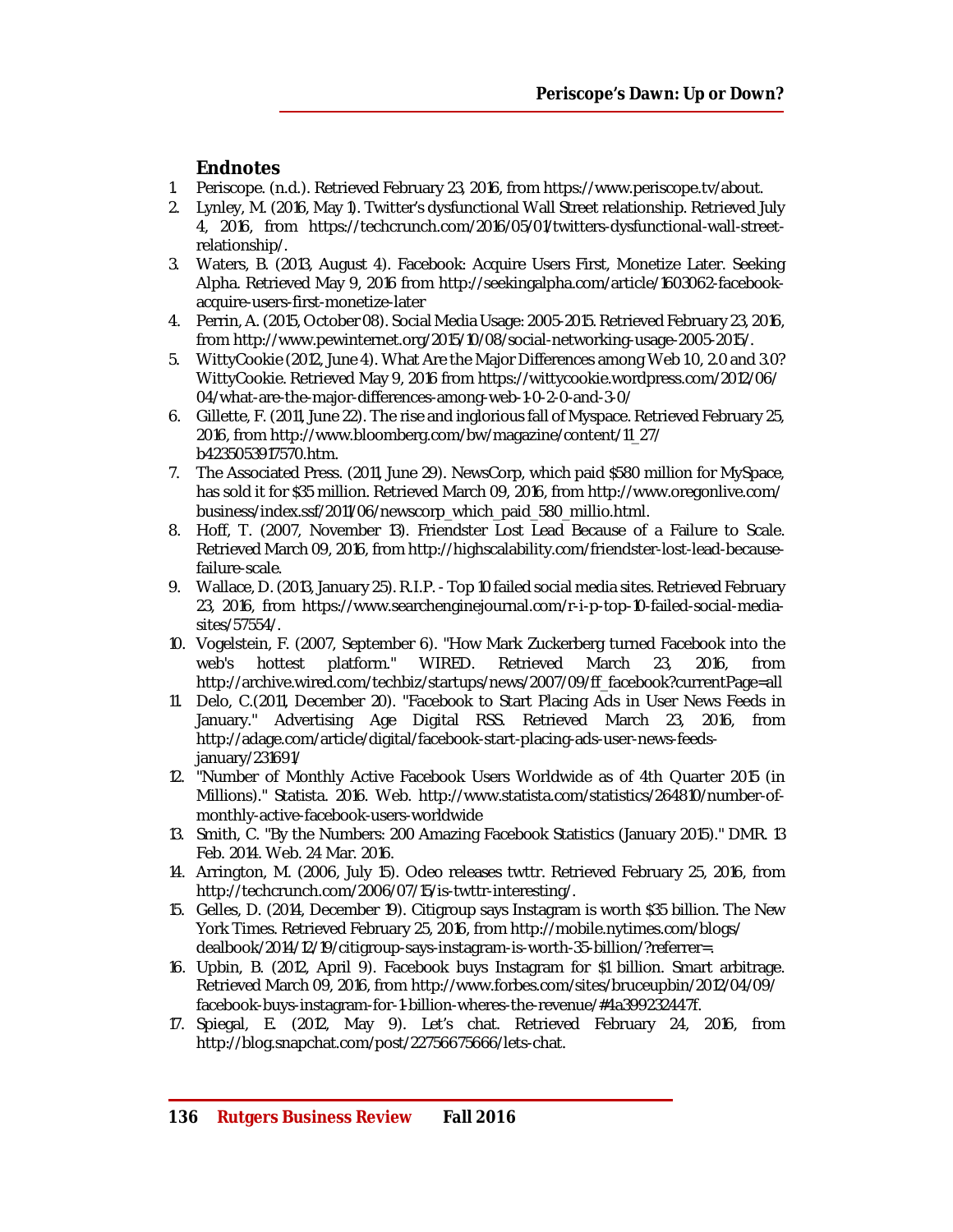## Endnotes

1. Periscope. (n.d.). Retrieved February 23, 2016, from https://www.periscope.tv/about.
2. Lynley, M. (2016, May 1). Twitter's dysfunctional Wall Street relationship. Retrieved July 4, 2016, from https://techcrunch.com/2016/05/01/twitters-dysfunctional-wall-street-relationship/.
3. Waters, B. (2013, August 4). Facebook: Acquire Users First, Monetize Later. Seeking Alpha. Retrieved May 9, 2016 from http://seekingalpha.com/article/1603062-facebook-acquire-users-first-monetize-later
4. Perrin, A. (2015, October 08). Social Media Usage: 2005-2015. Retrieved February 23, 2016, from http://www.pewinternet.org/2015/10/08/social-networking-usage-2005-2015/.
5. WittyCookie (2012, June 4). What Are the Major Differences among Web 1.0, 2.0 and 3.0? WittyCookie. Retrieved May 9, 2016 from https://wittycookie.wordpress.com/2012/06/04/what-are-the-major-differences-among-web-1-0-2-0-and-3-0/
6. Gillette, F. (2011, June 22). The rise and inglorious fall of Myspace. Retrieved February 25, 2016, from http://www.bloomberg.com/bw/magazine/content/11_27/b4235053917570.htm.
7. The Associated Press. (2011, June 29). NewsCorp, which paid $580 million for MySpace, has sold it for $35 million. Retrieved March 09, 2016, from http://www.oregonlive.com/business/index.ssf/2011/06/newscorp_which_paid_580_millio.html.
8. Hoff, T. (2007, November 13). Friendster Lost Lead Because of a Failure to Scale. Retrieved March 09, 2016, from http://highscalability.com/friendster-lost-lead-because-failure-scale.
9. Wallace, D. (2013, January 25). R.I.P. - Top 10 failed social media sites. Retrieved February 23, 2016, from https://www.searchenginejournal.com/r-i-p-top-10-failed-social-media-sites/57554/.
10. Vogelstein, F. (2007, September 6). "How Mark Zuckerberg turned Facebook into the web's hottest platform." WIRED. Retrieved March 23, 2016, from http://archive.wired.com/techbiz/startups/news/2007/09/ff_facebook?currentPage=all
11. Delo, C.(2011, December 20). "Facebook to Start Placing Ads in User News Feeds in January." Advertising Age Digital RSS. Retrieved March 23, 2016, from http://adage.com/article/digital/facebook-start-placing-ads-user-news-feeds-january/231691/
12. "Number of Monthly Active Facebook Users Worldwide as of 4th Quarter 2015 (in Millions)." Statista. 2016. Web. http://www.statista.com/statistics/264810/number-of-monthly-active-facebook-users-worldwide
13. Smith, C. "By the Numbers: 200 Amazing Facebook Statistics (January 2015)." DMR. 13 Feb. 2014. Web. 24 Mar. 2016.
14. Arrington, M. (2006, July 15). Odeo releases twttr. Retrieved February 25, 2016, from http://techcrunch.com/2006/07/15/is-twttr-interesting/.
15. Gelles, D. (2014, December 19). Citigroup says Instagram is worth $35 billion. The New York Times. Retrieved February 25, 2016, from http://mobile.nytimes.com/blogs/dealbook/2014/12/19/citigroup-says-instagram-is-worth-35-billion/?referrer=.
16. Upbin, B. (2012, April 9). Facebook buys Instagram for $1 billion. Smart arbitrage. Retrieved March 09, 2016, from http://www.forbes.com/sites/bruceupbin/2012/04/09/facebook-buys-instagram-for-1-billion-wheres-the-revenue/#4a399232447f.
17. Spiegal, E. (2012, May 9). Let's chat. Retrieved February 24, 2016, from http://blog.snapchat.com/post/22756675666/lets-chat.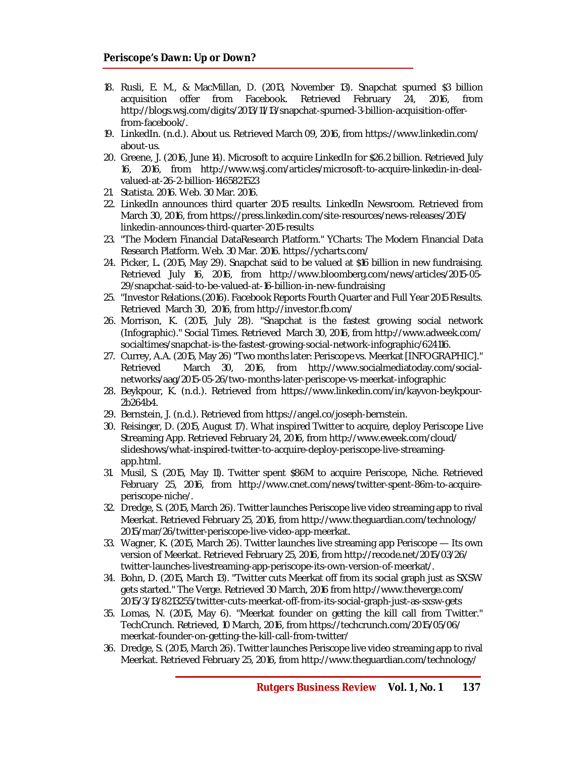18. Rusli, E. M., & MacMillan, D. (2013, November 13). Snapchat spurned $3 billion acquisition offer from Facebook. Retrieved February 24, 2016, from http://blogs.wsj.com/digits/2013/11/13/snapchat-spurned-3-billion-acquisition-offer-from-facebook/.
19. LinkedIn. (n.d.). About us. Retrieved March 09, 2016, from https://www.linkedin.com/about-us.
20. Greene, J. (2016, June 14). Microsoft to acquire LinkedIn for $26.2 billion. Retrieved July 16, 2016, from http://www.wsj.com/articles/microsoft-to-acquire-linkedin-in-deal-valued-at-26-2-billion-1465821523
21. Statista. 2016. Web. 30 Mar. 2016.
22. LinkedIn announces third quarter 2015 results. LinkedIn Newsroom. Retrieved from March 30, 2016, from https://press.linkedin.com/site-resources/news-releases/2015/linkedin-announces-third-quarter-2015-results
23. "The Modern Financial DataResearch Platform." YCharts: The Modern Financial Data Research Platform. Web. 30 Mar. 2016. https://ycharts.com/
24. Picker, L. (2015, May 29). Snapchat said to be valued at $16 billion in new fundraising. Retrieved July 16, 2016, from http://www.bloomberg.com/news/articles/2015-05-29/snapchat-said-to-be-valued-at-16-billion-in-new-fundraising
25. "Investor Relations.(2016). Facebook Reports Fourth Quarter and Full Year 2015 Results. Retrieved March 30, 2016, from http://investor.fb.com/
26. Morrison, K. (2015, July 28). "Snapchat is the fastest growing social network (Infographic)." Social Times. Retrieved March 30, 2016, from http://www.adweek.com/socialtimes/snapchat-is-the-fastest-growing-social-network-infographic/624116.
27. Currey, A.A. (2015, May 26) "Two months later: Periscope vs. Meerkat [INFOGRAPHIC]." Retrieved March 30, 2016, from http://www.socialmediatoday.com/social-networks/aag/2015-05-26/two-months-later-periscope-vs-meerkat-infographic
28. Beykpour, K. (n.d.). Retrieved from https://www.linkedin.com/in/kayvon-beykpour-2b264b4.
29. Bernstein, J. (n.d.). Retrieved from https://angel.co/joseph-bernstein.
30. Reisinger, D. (2015, August 17). What inspired Twitter to acquire, deploy Periscope Live Streaming App. Retrieved February 24, 2016, from http://www.eweek.com/cloud/slideshows/what-inspired-twitter-to-acquire-deploy-periscope-live-streaming-app.html.
31. Musil, S. (2015, May 11). Twitter spent $86M to acquire Periscope, Niche. Retrieved February 25, 2016, from http://www.cnet.com/news/twitter-spent-86m-to-acquire-periscope-niche/.
32. Dredge, S. (2015, March 26). Twitter launches Periscope live video streaming app to rival Meerkat. Retrieved February 25, 2016, from http://www.theguardian.com/technology/2015/mar/26/twitter-periscope-live-video-app-meerkat.
33. Wagner, K. (2015, March 26). Twitter launches live streaming app Periscope — Its own version of Meerkat. Retrieved February 25, 2016, from http://recode.net/2015/03/26/twitter-launches-livestreaming-app-periscope-its-own-version-of-meerkat/.
34. Bohn, D. (2015, March 13). "Twitter cuts Meerkat off from its social graph just as SXSW gets started." The Verge. Retrieved 30 March, 2016 from http://www.theverge.com/2015/3/13/8213255/twitter-cuts-meerkat-off-from-its-social-graph-just-as-sxsw-gets
35. Lomas, N. (2015, May 6). "Meerkat founder on getting the kill call from Twitter." TechCrunch. Retrieved, 10 March, 2016, from https://techcrunch.com/2015/05/06/meerkat-founder-on-getting-the-kill-call-from-twitter/
36. Dredge, S. (2015, March 26). Twitter launches Periscope live video streaming app to rival Meerkat. Retrieved February 25, 2016, from http://www.theguardian.com/technology/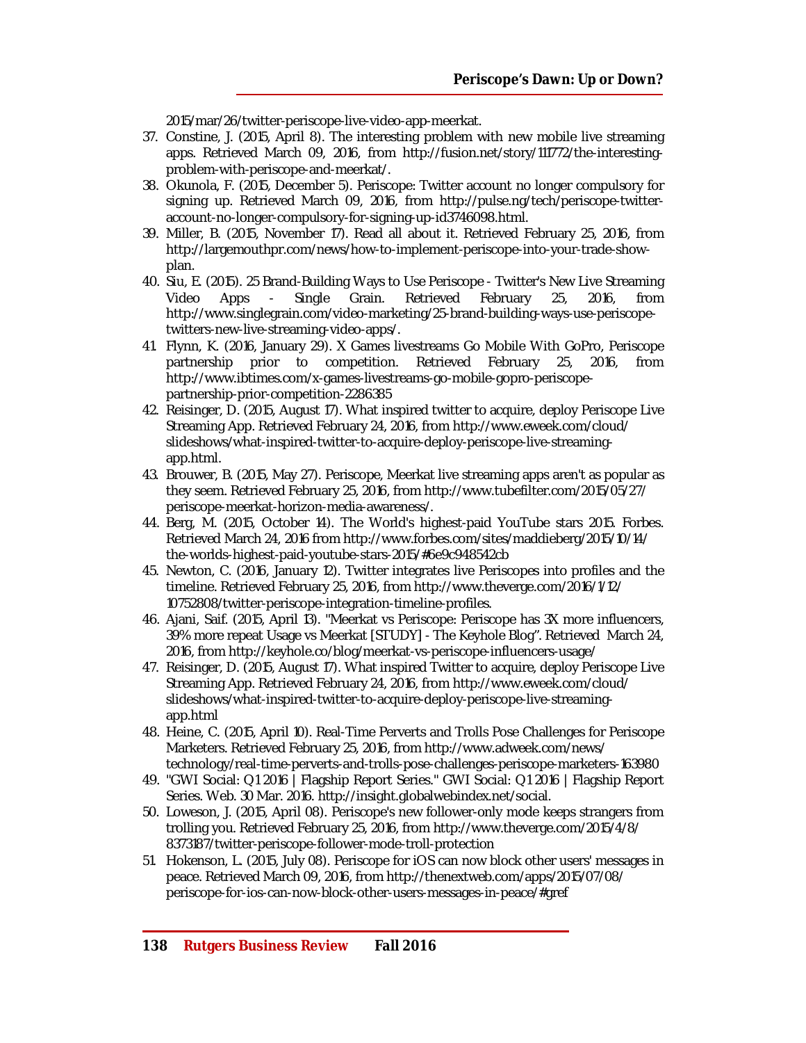2015/mar/26/twitter-periscope-live-video-app-meerkat.

37. Constine, J. (2015, April 8). The interesting problem with new mobile live streaming apps. Retrieved March 09, 2016, from http://fusion.net/story/111772/the-interesting-problem-with-periscope-and-meerkat/.
38. Okunola, F. (2015, December 5). Periscope: Twitter account no longer compulsory for signing up. Retrieved March 09, 2016, from http://pulse.ng/tech/periscope-twitter-account-no-longer-compulsory-for-signing-up-id3746098.html.
39. Miller, B. (2015, November 17). Read all about it. Retrieved February 25, 2016, from http://largemouthpr.com/news/how-to-implement-periscope-into-your-trade-show-plan.
40. Siu, E. (2015). 25 Brand-Building Ways to Use Periscope - Twitter's New Live Streaming Video Apps - Single Grain. Retrieved February 25, 2016, from http://www.singlegrain.com/video-marketing/25-brand-building-ways-use-periscope-twitters-new-live-streaming-video-apps/.
41. Flynn, K. (2016, January 29). X Games livestreams Go Mobile With GoPro, Periscope partnership prior to competition. Retrieved February 25, 2016, from http://www.ibtimes.com/x-games-livestreams-go-mobile-gopro-periscope-partnership-prior-competition-2286385
42. Reisinger, D. (2015, August 17). What inspired twitter to acquire, deploy Periscope Live Streaming App. Retrieved February 24, 2016, from http://www.eweek.com/cloud/slideshows/what-inspired-twitter-to-acquire-deploy-periscope-live-streaming-app.html.
43. Brouwer, B. (2015, May 27). Periscope, Meerkat live streaming apps aren't as popular as they seem. Retrieved February 25, 2016, from http://www.tubefilter.com/2015/05/27/periscope-meerkat-horizon-media-awareness/.
44. Berg, M. (2015, October 14). The World's highest-paid YouTube stars 2015. Forbes. Retrieved March 24, 2016 from http://www.forbes.com/sites/maddieberg/2015/10/14/the-worlds-highest-paid-youtube-stars-2015/#6e9c948542cb
45. Newton, C. (2016, January 12). Twitter integrates live Periscopes into profiles and the timeline. Retrieved February 25, 2016, from http://www.theverge.com/2016/1/12/10752808/twitter-periscope-integration-timeline-profiles.
46. Ajani, Saif. (2015, April 13). "Meerkat vs Periscope: Periscope has 3X more influencers, 39% more repeat Usage vs Meerkat [STUDY] - The Keyhole Blog". Retrieved March 24, 2016, from http://keyhole.co/blog/meerkat-vs-periscope-influencers-usage/
47. Reisinger, D. (2015, August 17). What inspired Twitter to acquire, deploy Periscope Live Streaming App. Retrieved February 24, 2016, from http://www.eweek.com/cloud/slideshows/what-inspired-twitter-to-acquire-deploy-periscope-live-streaming-app.html
48. Heine, C. (2015, April 10). Real-Time Perverts and Trolls Pose Challenges for Periscope Marketers. Retrieved February 25, 2016, from http://www.adweek.com/news/technology/real-time-perverts-and-trolls-pose-challenges-periscope-marketers-163980
49. "GWI Social: Q1 2016 | Flagship Report Series." GWI Social: Q1 2016 | Flagship Report Series. Web. 30 Mar. 2016. http://insight.globalwebindex.net/social.
50. Loweson, J. (2015, April 08). Periscope's new follower-only mode keeps strangers from trolling you. Retrieved February 25, 2016, from http://www.theverge.com/2015/4/8/8373187/twitter-periscope-follower-mode-troll-protection
51. Hokenson, L. (2015, July 08). Periscope for iOS can now block other users' messages in peace. Retrieved March 09, 2016, from http://thenextweb.com/apps/2015/07/08/periscope-for-ios-can-now-block-other-users-messages-in-peace/#gref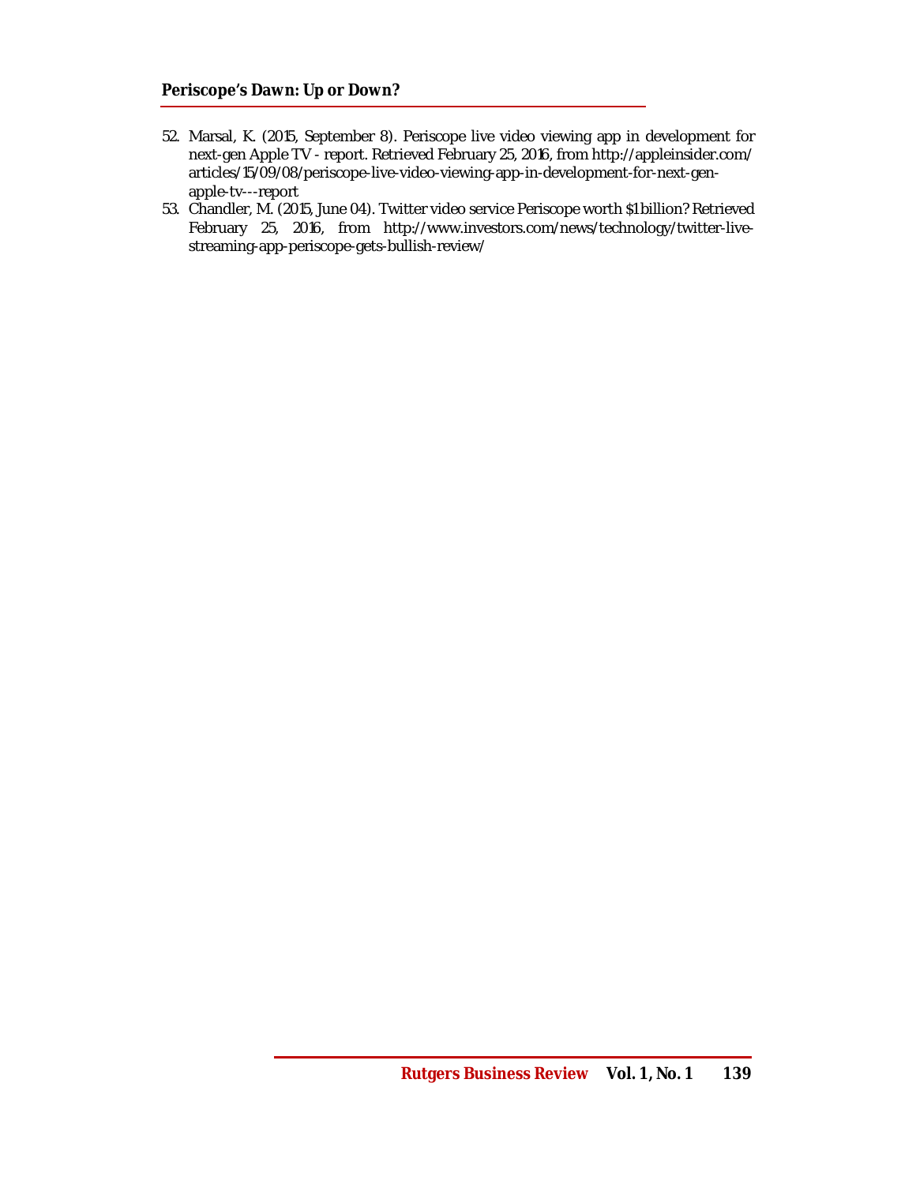52. Marsal, K. (2015, September 8). Periscope live video viewing app in development for next-gen Apple TV - report. Retrieved February 25, 2016, from http://appleinsider.com/articles/15/09/08/periscope-live-video-viewing-app-in-development-for-next-gen-apple-tv---report
53. Chandler, M. (2015, June 04). Twitter video service Periscope worth $1 billion? Retrieved February 25, 2016, from http://www.investors.com/news/technology/twitter-live-streaming-app-periscope-gets-bullish-review/